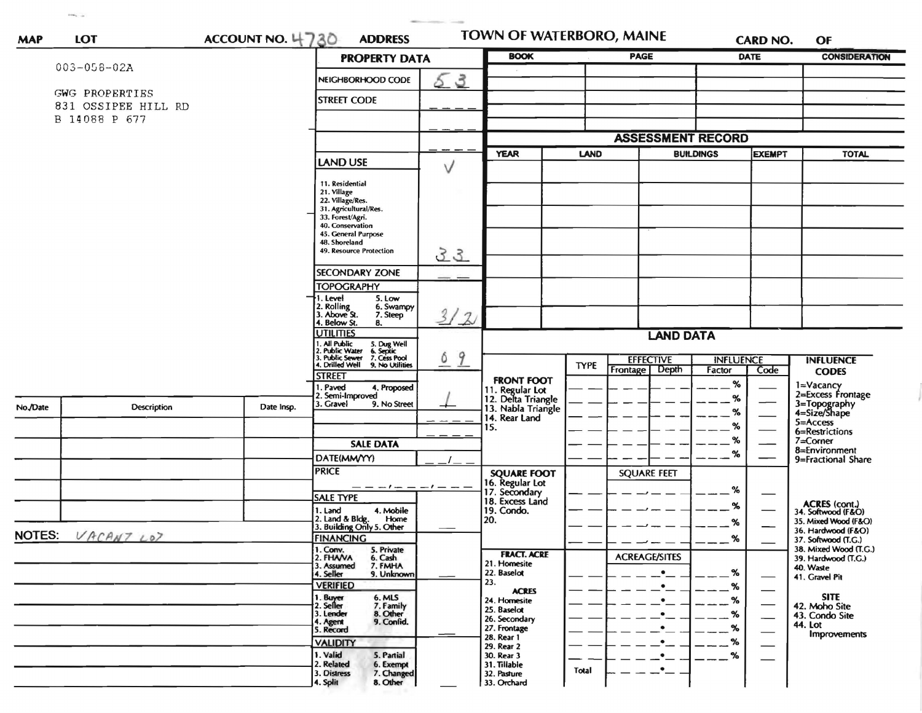**MAP** **LOT** **ACCOUNT NO.** 4730 **ADDRESS**

# TOWN OF WATERBORO, MAINE

**CARD NO.** **OF**

003-058-02A

GWG PROPERTIES
831 OSSIPEE HILL RD
B 14088 P 677

## PROPERTY DATA

| | |
|---|---|
| NEIGHBORHOOD CODE | 53 |
| STREET CODE | |
| LAND USE | V |
| 11. Residential, 21. Village, 22. Village/Res., 31. Agricultural/Res., 33. Forest/Agri., 40. Conservation, 45. General Purpose, 48. Shoreland, 49. Resource Protection | 33 |
| SECONDARY ZONE | |
| TOPOGRAPHY: 1. Level, 2. Rolling, 3. Above St., 4. Below St., 5. Low, 6. Swampy, 7. Steep, 8. | 3/2 |
| UTILITIES: 1. All Public, 2. Public Water, 3. Public Sewer, 4. Drilled Well, 5. Dug Well, 6. Septic, 7. Cess Pool, 9. No Utilities | 0 9 |
| STREET: 1. Paved, 2. Semi-Improved, 3. Gravel, 4. Proposed, 9. No Street | 1 |

## SALE DATA

| | |
|---|---|
| DATE(MM/YY) | |
| PRICE | |
| SALE TYPE: 1. Land, 2. Land & Bldg., 3. Building Only, 4. Mobile Home, 5. Other | |
| FINANCING: 1. Conv., 2. FHA/VA, 3. Assumed, 4. Seller, 5. Private, 6. Cash, 7. FMHA, 9. Unknown | |
| VERIFIED: 1. Buyer, 2. Seller, 3. Lender, 4. Agent, 5. Record, 6. MLS, 7. Family, 8. Other, 9. Confid. | |
| VALIDITY: 1. Valid, 2. Related, 3. Distress, 4. Split, 5. Partial, 6. Exempt, 7. Changed, 8. Other | |

| BOOK | PAGE | DATE | CONSIDERATION |
|---|---|---|---|
| | | | |

## ASSESSMENT RECORD

| YEAR | LAND | BUILDINGS | EXEMPT | TOTAL |
|---|---|---|---|---|
| | | | | |

## LAND DATA

| | TYPE | EFFECTIVE Frontage | EFFECTIVE Depth | INFLUENCE Factor | INFLUENCE Code |
|---|---|---|---|---|---|
| FRONT FOOT: 11. Regular Lot, 12. Delta Triangle, 13. Nabla Triangle, 14. Rear Land, 15. | | | | % | |
| SQUARE FOOT: 16. Regular Lot, 17. Secondary, 18. Excess Land, 19. Condo., 20. | | SQUARE FEET | | % | |
| FRACT. ACRE: 21. Homesite, 22. Baselot, 23. ACRES: 24. Homesite, 25. Baselot, 26. Secondary, 27. Frontage, 28. Rear 1, 29. Rear 2, 30. Rear 3, 31. Tillable, 32. Pasture, 33. Orchard | | ACREAGE/SITES | | % | |
| | Total | | | | |

**INFLUENCE CODES**
1=Vacancy
2=Excess Frontage
3=Topography
4=Size/Shape
5=Access
6=Restrictions
7=Corner
8=Environment
9=Fractional Share

**ACRES (cont.)**
34. Softwood (F&O)
35. Mixed Wood (F&O)
36. Hardwood (F&O)
37. Softwood (T.G.)
38. Mixed Wood (T.G.)
39. Hardwood (T.G.)
40. Waste
41. Gravel Pit

**SITE**
42. Moho Site
43. Condo Site
44. Lot Improvements

| No./Date | Description | Date Insp. |
|---|---|---|
| | | |

**NOTES:** VACANT LOT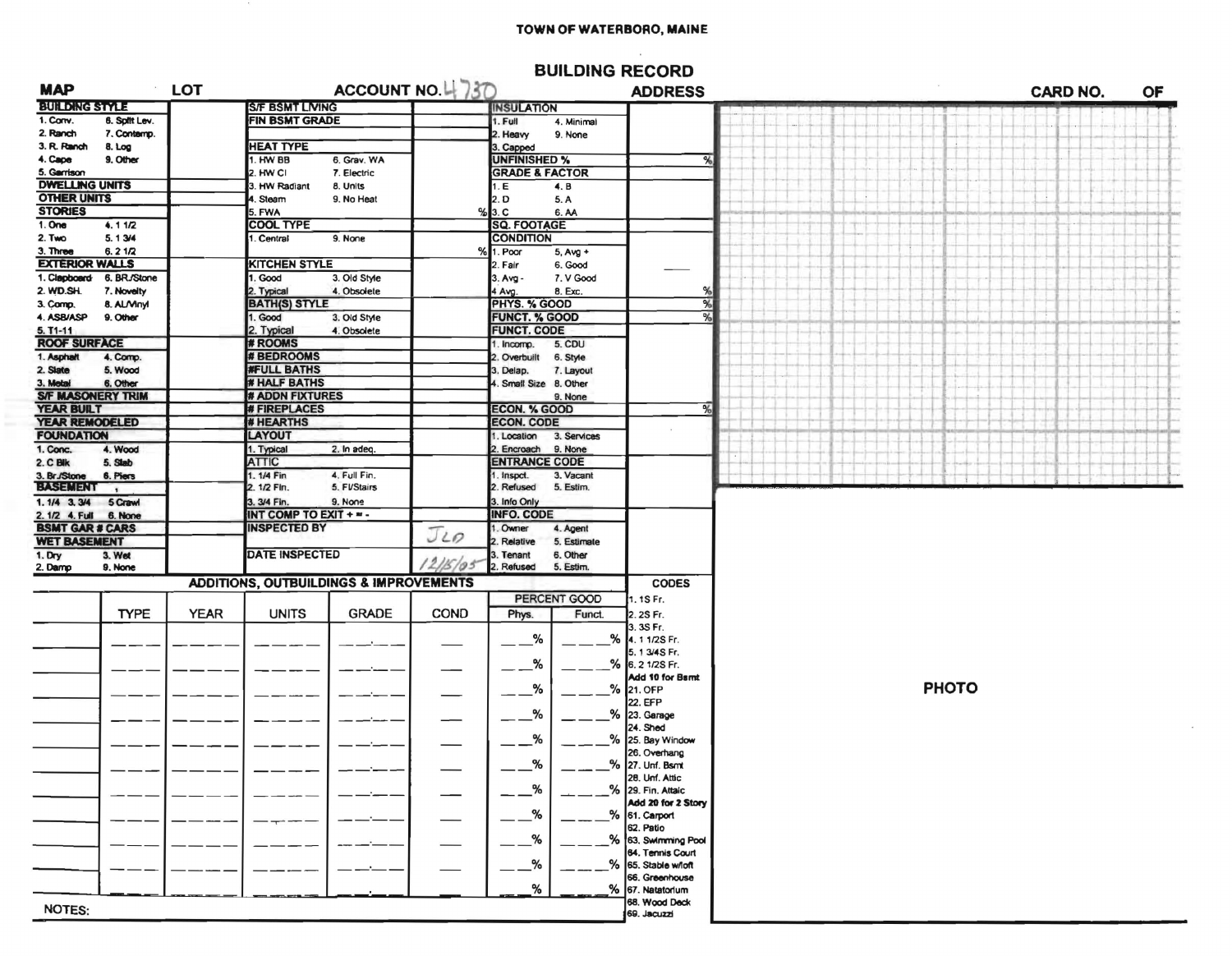**TOWN OF WATERBORO, MAINE**

## BUILDING RECORD

**MAP** | **LOT** | **ACCOUNT NO.** 4730 | **ADDRESS** | **CARD NO.** | **OF**

| | | | | | |
|---|---|---|---|---|---|
| **BUILDING STYLE**<br>1. Conv. 6. Split Lev.<br>2. Ranch 7. Contemp.<br>3. R. Ranch 8. Log<br>4. Cape 9. Other<br>5. Garrison | | **S/F BSMT LIVING** | | **INSULATION**<br>1. Full 4. Minimal<br>2. Heavy 9. None<br>3. Capped | |
| | | **FIN BSMT GRADE** | | | |
| **DWELLING UNITS** | | **HEAT TYPE**<br>1. HW BB 6. Grav. WA<br>2. HW CI 7. Electric<br>3. HW Radiant 8. Units<br>4. Steam 9. No Heat<br>5. FWA | % | **UNFINISHED %** | % |
| **OTHER UNITS** | | | | **GRADE & FACTOR**<br>1. E 4. B<br>2. D 5. A<br>3. C 6. AA | |
| **STORIES**<br>1. One 4. 1 1/2<br>2. Two 5. 1 3/4<br>3. Three 6. 2 1/2 | | **COOL TYPE**<br>1. Central 9. None | % | **SQ. FOOTAGE** | |
| **EXTERIOR WALLS**<br>1. Clapboard 6. BR/Stone<br>2. WD.SH. 7. Novelty<br>3. Comp. 8. AL/Vinyl<br>4. ASB/ASP 9. Other<br>5. T1-11 | | **KITCHEN STYLE**<br>1. Good 3. Old Style<br>2. Typical 4. Obsolete | | **CONDITION**<br>1. Poor 5. Avg +<br>2. Fair 6. Good<br>3. Avg - 7. V Good<br>4 Avg. 8. Exc. | |
| | | **BATH(S) STYLE**<br>1. Good 3. Old Style<br>2. Typical 4. Obsolete | | **PHYS. % GOOD** | % |
| | | | | **FUNCT. % GOOD** | % |
| **ROOF SURFACE**<br>1. Asphalt 4. Comp.<br>2. Slate 5. Wood<br>3. Metal 6. Other | | **# ROOMS** | | **FUNCT. CODE**<br>1. Incomp. 5. CDU<br>2. Overbuilt 6. Style<br>3. Delap. 7. Layout<br>4. Small Size 8. Other<br>9. None | |
| | | **# BEDROOMS** | | | |
| | | **#FULL BATHS** | | | |
| | | **# HALF BATHS** | | | |
| **S/F MASONERY TRIM** | | **# ADDN FIXTURES** | | | |
| **YEAR BUILT** | | **# FIREPLACES** | | **ECON. % GOOD** | % |
| **YEAR REMODELED** | | **# HEARTHS** | | **ECON. CODE**<br>1. Location 3. Services<br>2. Encroach 9. None | |
| **FOUNDATION**<br>1. Conc. 4. Wood<br>2. C Blk 5. Slab<br>3. Br./Stone 6. Piers | | **LAYOUT**<br>1. Typical 2. In adeq. | | | |
| | | **ATTIC**<br>1. 1/4 Fin 4. Full Fin.<br>2. 1/2 Fin. 5. Fl/Stairs<br>3. 3/4 Fin. 9. None | | **ENTRANCE CODE**<br>1. Inspct. 3. Vacant<br>2. Refused 5. Estim.<br>3. Info Only | |
| **BASEMENT**<br>1. 1/4 3. 3/4 5 Crawl<br>2. 1/2 4. Full 6. None | | | | | |
| **BSMT GAR # CARS** | | **INT COMP TO EXIT + = -** | | **INFO. CODE**<br>1. Owner 4. Agent<br>2. Relative 5. Estimate<br>3. Tenant 6. Other<br>2. Refused 5. Estim. | |
| **WET BASEMENT**<br>1. Dry 3. Wet<br>2. Damp 9. None | | **INSPECTED BY** | JLD | | |
| | | **DATE INSPECTED** | 12/15/05 | | |

### ADDITIONS, OUTBUILDINGS & IMPROVEMENTS

| | TYPE | YEAR | UNITS | GRADE | COND | PERCENT GOOD Phys. | PERCENT GOOD Funct. |
|---|---|---|---|---|---|---|---|
| | | | | | | % | % |
| | | | | | | % | % |
| | | | | | | % | % |
| | | | | | | % | % |
| | | | | | | % | % |
| | | | | | | % | % |
| | | | | | | % | % |
| | | | | | | % | % |
| | | | | | | % | % |
| | | | | | | % | % |
| | | | | | | % | % |

**CODES**
1. 1S Fr.
2. 2S Fr.
3. 3S Fr.
4. 1 1/2S Fr.
5. 1 3/4S Fr.
6. 2 1/2S Fr.

**Add 10 for Bsmt**
21. OFP
22. EFP
23. Garage
24. Shed
25. Bay Window
26. Overhang
27. Unf. Bsmt
28. Unf. Attic
29. Fin. Attaic

**Add 20 for 2 Story**
61. Carport
62. Patio
63. Swimming Pool
64. Tennis Court
65. Stable w/loft
66. Greenhouse
67. Natatorium
68. Wood Deck
69. Jacuzzi

NOTES:

**PHOTO**